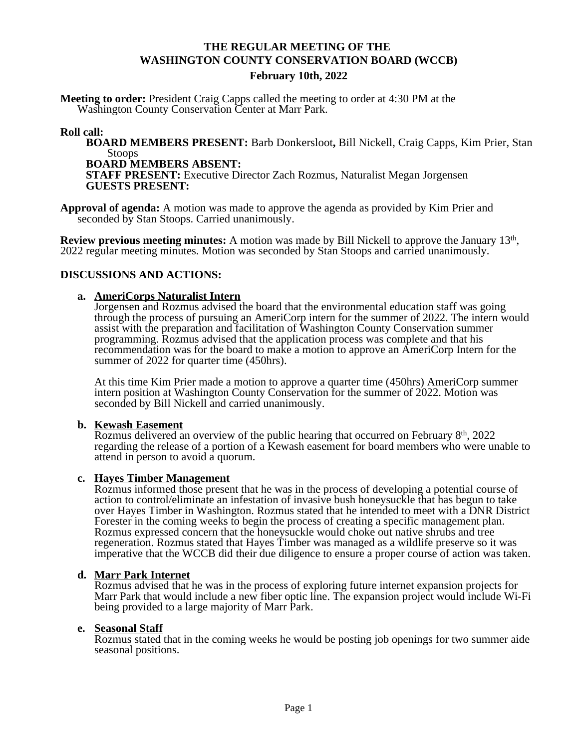# THE REGULAR MEETING OF THE WASHINGTON COUNTY CONSERVATION BOARD (WCCB)

### February 10th, 2022

**Meeting to order:** President Craig Capps called the meeting to order at 4:30 PM at the Washington County Conservation Center at Marr Park.

**Roll call:**

**BOARD MEMBERS PRESENT:** Barb Donkersloot**,** Bill Nickell, Craig Capps, Kim Prier, Stan Stoops
**BOARD MEMBERS ABSENT:**
**STAFF PRESENT:** Executive Director Zach Rozmus, Naturalist Megan Jorgensen
**GUESTS PRESENT:**

**Approval of agenda:** A motion was made to approve the agenda as provided by Kim Prier and seconded by Stan Stoops. Carried unanimously.

**Review previous meeting minutes:** A motion was made by Bill Nickell to approve the January 13th, 2022 regular meeting minutes. Motion was seconded by Stan Stoops and carried unanimously.

## DISCUSSIONS AND ACTIONS:

**a. AmeriCorps Naturalist Intern**

Jorgensen and Rozmus advised the board that the environmental education staff was going through the process of pursuing an AmeriCorp intern for the summer of 2022. The intern would assist with the preparation and facilitation of Washington County Conservation summer programming. Rozmus advised that the application process was complete and that his recommendation was for the board to make a motion to approve an AmeriCorp Intern for the summer of 2022 for quarter time (450hrs).

At this time Kim Prier made a motion to approve a quarter time (450hrs) AmeriCorp summer intern position at Washington County Conservation for the summer of 2022. Motion was seconded by Bill Nickell and carried unanimously.

**b. Kewash Easement**

Rozmus delivered an overview of the public hearing that occurred on February 8th, 2022 regarding the release of a portion of a Kewash easement for board members who were unable to attend in person to avoid a quorum.

**c. Hayes Timber Management**

Rozmus informed those present that he was in the process of developing a potential course of action to control/eliminate an infestation of invasive bush honeysuckle that has begun to take over Hayes Timber in Washington. Rozmus stated that he intended to meet with a DNR District Forester in the coming weeks to begin the process of creating a specific management plan. Rozmus expressed concern that the honeysuckle would choke out native shrubs and tree regeneration. Rozmus stated that Hayes Timber was managed as a wildlife preserve so it was imperative that the WCCB did their due diligence to ensure a proper course of action was taken.

**d. Marr Park Internet**

Rozmus advised that he was in the process of exploring future internet expansion projects for Marr Park that would include a new fiber optic line. The expansion project would include Wi-Fi being provided to a large majority of Marr Park.

**e. Seasonal Staff**

Rozmus stated that in the coming weeks he would be posting job openings for two summer aide seasonal positions.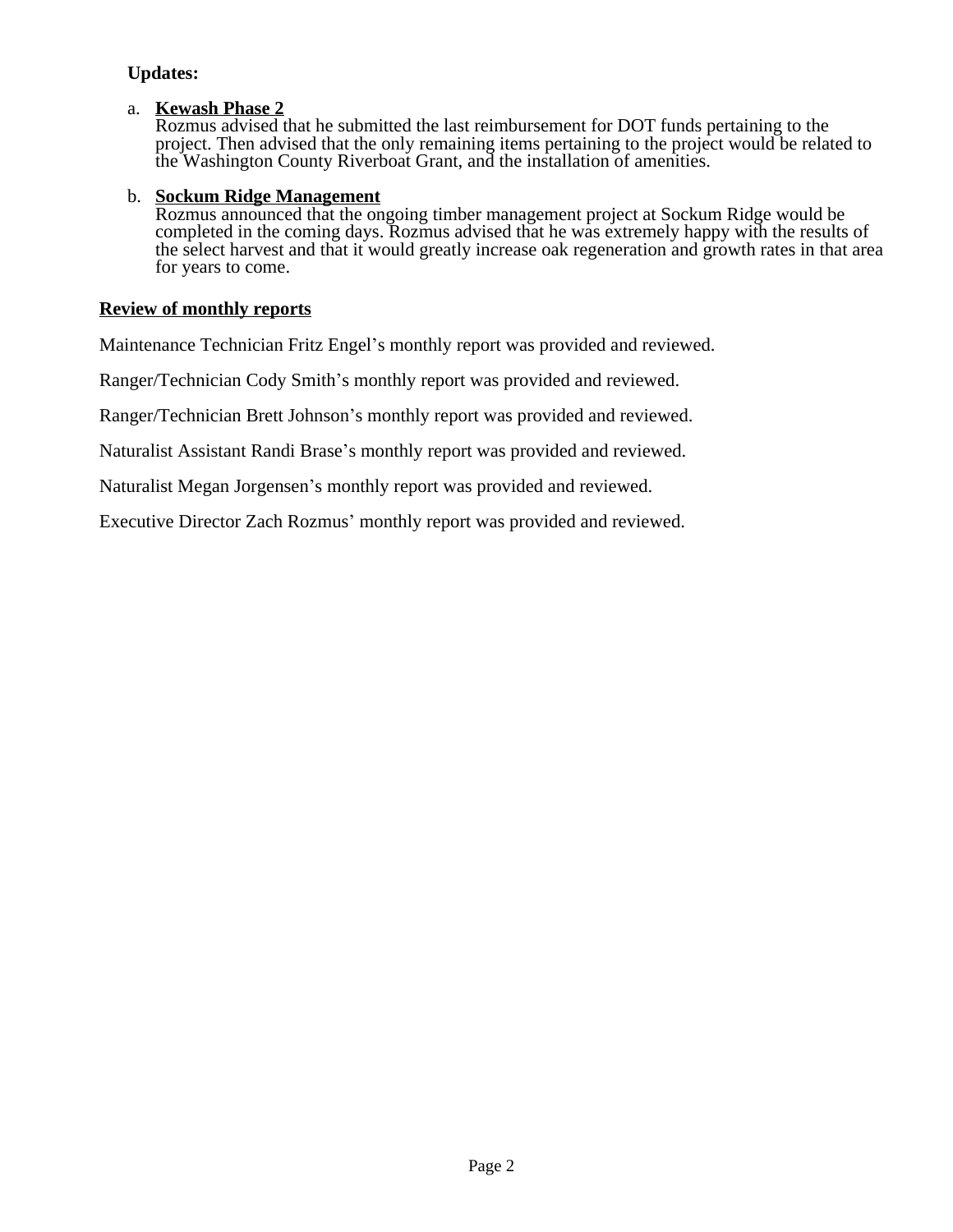**Updates:**

a. **<u>Kewash Phase 2</u>**
Rozmus advised that he submitted the last reimbursement for DOT funds pertaining to the project. Then advised that the only remaining items pertaining to the project would be related to the Washington County Riverboat Grant, and the installation of amenities.

b. **<u>Sockum Ridge Management</u>**
Rozmus announced that the ongoing timber management project at Sockum Ridge would be completed in the coming days. Rozmus advised that he was extremely happy with the results of the select harvest and that it would greatly increase oak regeneration and growth rates in that area for years to come.

**<u>Review of monthly reports</u>**

Maintenance Technician Fritz Engel's monthly report was provided and reviewed.

Ranger/Technician Cody Smith's monthly report was provided and reviewed.

Ranger/Technician Brett Johnson's monthly report was provided and reviewed.

Naturalist Assistant Randi Brase's monthly report was provided and reviewed.

Naturalist Megan Jorgensen's monthly report was provided and reviewed.

Executive Director Zach Rozmus' monthly report was provided and reviewed.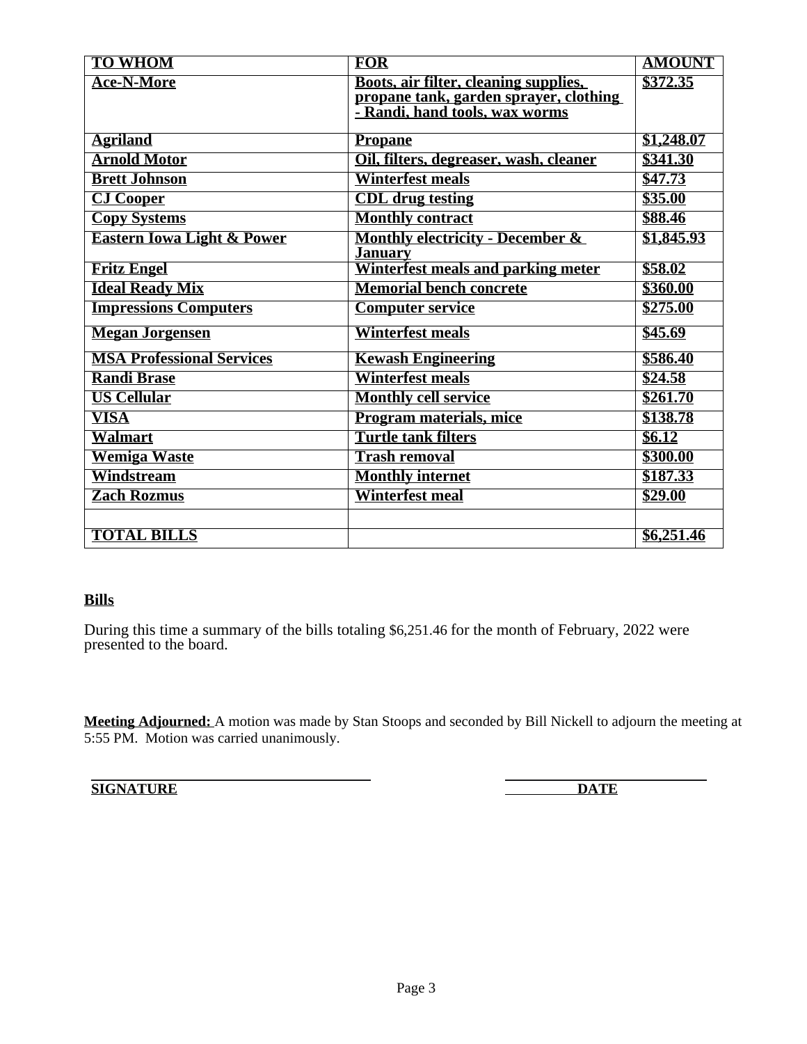| TO WHOM | FOR | AMOUNT |
|---|---|---|
| Ace-N-More | Boots, air filter, cleaning supplies, propane tank, garden sprayer, clothing - Randi, hand tools, wax worms | $372.35 |
| Agriland | Propane | $1,248.07 |
| Arnold Motor | Oil, filters, degreaser, wash, cleaner | $341.30 |
| Brett Johnson | Winterfest meals | $47.73 |
| CJ Cooper | CDL drug testing | $35.00 |
| Copy Systems | Monthly contract | $88.46 |
| Eastern Iowa Light & Power | Monthly electricity - December & January | $1,845.93 |
| Fritz Engel | Winterfest meals and parking meter | $58.02 |
| Ideal Ready Mix | Memorial bench concrete | $360.00 |
| Impressions Computers | Computer service | $275.00 |
| Megan Jorgensen | Winterfest meals | $45.69 |
| MSA Professional Services | Kewash Engineering | $586.40 |
| Randi Brase | Winterfest meals | $24.58 |
| US Cellular | Monthly cell service | $261.70 |
| VISA | Program materials, mice | $138.78 |
| Walmart | Turtle tank filters | $6.12 |
| Wemiga Waste | Trash removal | $300.00 |
| Windstream | Monthly internet | $187.33 |
| Zach Rozmus | Winterfest meal | $29.00 |
| | | |
| TOTAL BILLS | | $6,251.46 |

**Bills**

During this time a summary of the bills totaling $6,251.46 for the month of February, 2022 were presented to the board.

**Meeting Adjourned:** A motion was made by Stan Stoops and seconded by Bill Nickell to adjourn the meeting at 5:55 PM. Motion was carried unanimously.

**SIGNATURE** **DATE**